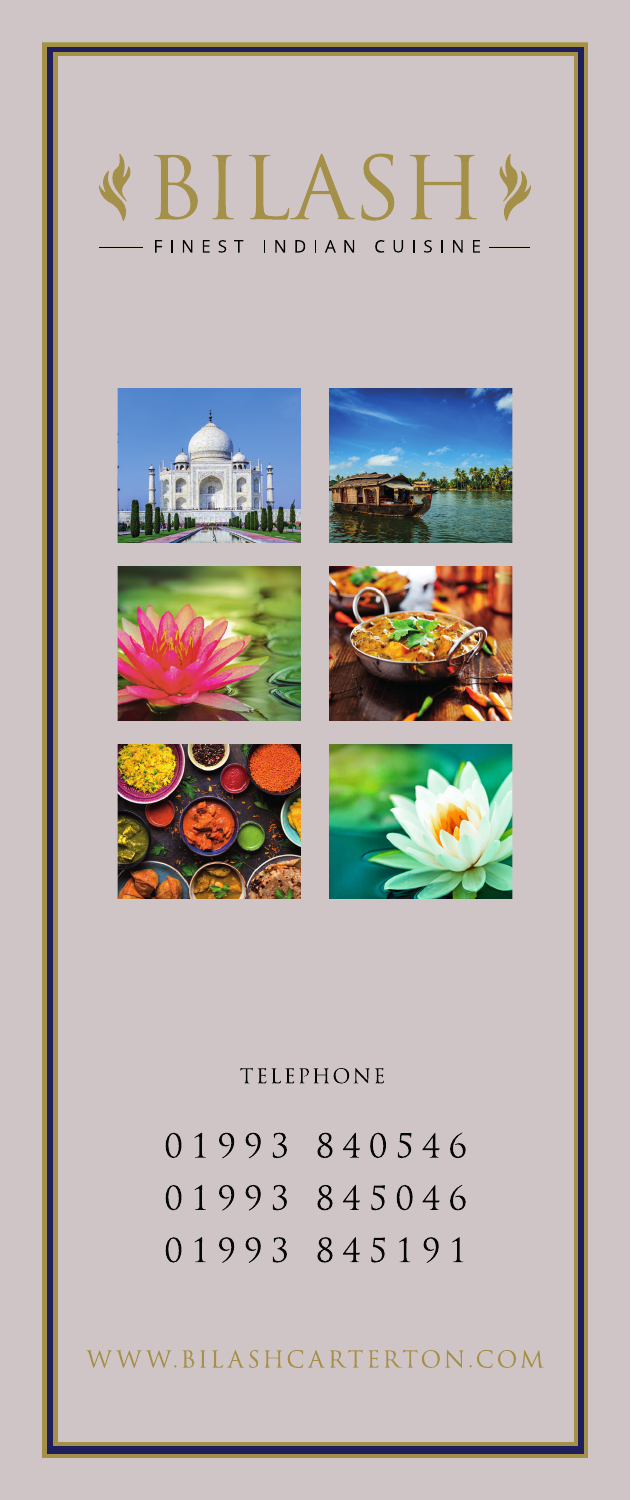# BILASH

FINEST INDIAN CUISINE

TELEPHONE

01993 840546
01993 845046
01993 845191

WWW.BILASHCARTERTON.COM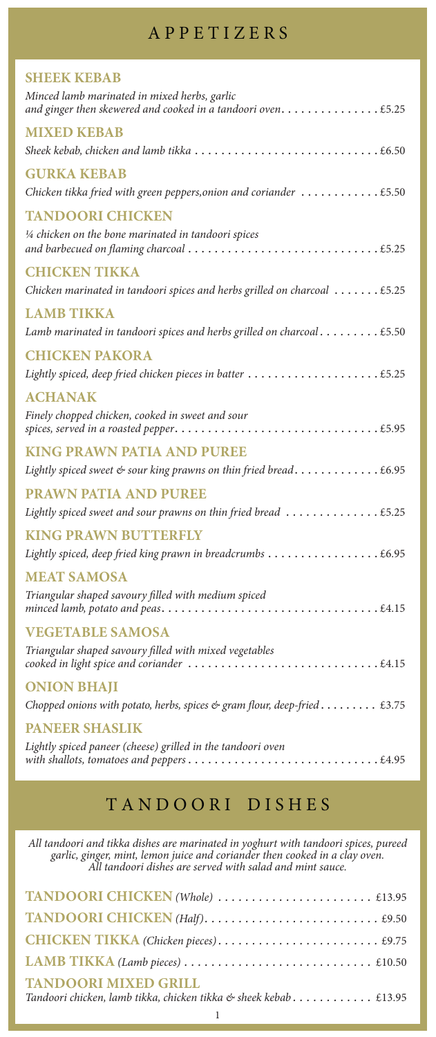# APPETIZERS

### SHEEK KEBAB
*Minced lamb marinated in mixed herbs, garlic and ginger then skewered and cooked in a tandoori oven* . . . £5.25

### MIXED KEBAB
*Sheek kebab, chicken and lamb tikka* . . . £6.50

### GURKA KEBAB
*Chicken tikka fried with green peppers,onion and coriander* . . . £5.50

### TANDOORI CHICKEN
*¼ chicken on the bone marinated in tandoori spices and barbecued on flaming charcoal* . . . £5.25

### CHICKEN TIKKA
*Chicken marinated in tandoori spices and herbs grilled on charcoal* . . . £5.25

### LAMB TIKKA
*Lamb marinated in tandoori spices and herbs grilled on charcoal* . . . £5.50

### CHICKEN PAKORA
*Lightly spiced, deep fried chicken pieces in batter* . . . £5.25

### ACHANAK
*Finely chopped chicken, cooked in sweet and sour spices, served in a roasted pepper* . . . £5.95

### KING PRAWN PATIA AND PUREE
*Lightly spiced sweet & sour king prawns on thin fried bread* . . . £6.95

### PRAWN PATIA AND PUREE
*Lightly spiced sweet and sour prawns on thin fried bread* . . . £5.25

### KING PRAWN BUTTERFLY
*Lightly spiced, deep fried king prawn in breadcrumbs* . . . £6.95

### MEAT SAMOSA
*Triangular shaped savoury filled with medium spiced minced lamb, potato and peas* . . . £4.15

### VEGETABLE SAMOSA
*Triangular shaped savoury filled with mixed vegetables cooked in light spice and coriander* . . . £4.15

### ONION BHAJI
*Chopped onions with potato, herbs, spices & gram flour, deep-fried* . . . £3.75

### PANEER SHASLIK
*Lightly spiced paneer (cheese) grilled in the tandoori oven with shallots, tomatoes and peppers* . . . £4.95

# TANDOORI DISHES

*All tandoori and tikka dishes are marinated in yoghurt with tandoori spices, pureed garlic, ginger, mint, lemon juice and coriander then cooked in a clay oven. All tandoori dishes are served with salad and mint sauce.*

**TANDOORI CHICKEN** *(Whole)* . . . £13.95

**TANDOORI CHICKEN** *(Half)* . . . £9.50

**CHICKEN TIKKA** *(Chicken pieces)* . . . £9.75

**LAMB TIKKA** *(Lamb pieces)* . . . £10.50

**TANDOORI MIXED GRILL**
*Tandoori chicken, lamb tikka, chicken tikka & sheek kebab* . . . £13.95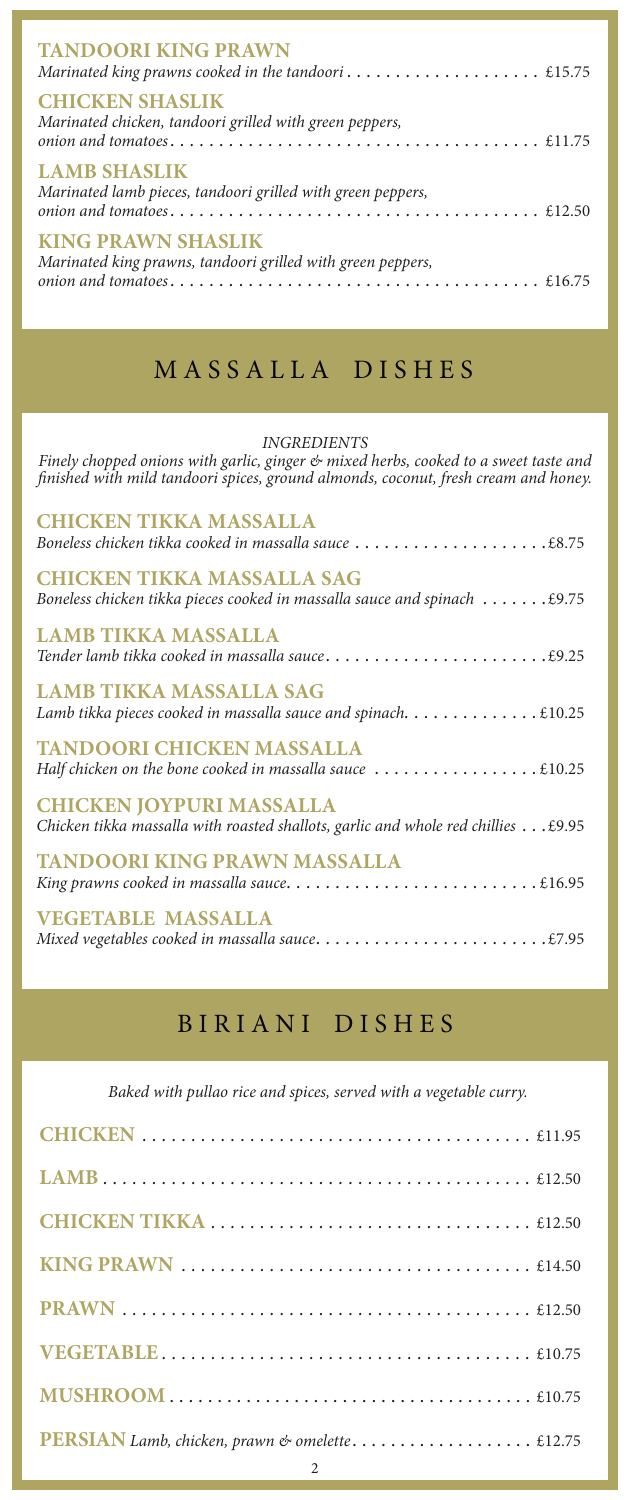**TANDOORI KING PRAWN**
*Marinated king prawns cooked in the tandoori* . . . . . . . . . . . . . . . . . . . . £15.75

**CHICKEN SHASLIK**
*Marinated chicken, tandoori grilled with green peppers, onion and tomatoes* . . . . . . . . . . . . . . . . . . . . . . . . . . . . . . . . . . . . . . £11.75

**LAMB SHASLIK**
*Marinated lamb pieces, tandoori grilled with green peppers, onion and tomatoes* . . . . . . . . . . . . . . . . . . . . . . . . . . . . . . . . . . . . . . £12.50

**KING PRAWN SHASLIK**
*Marinated king prawns, tandoori grilled with green peppers, onion and tomatoes* . . . . . . . . . . . . . . . . . . . . . . . . . . . . . . . . . . . . . . £16.75

## MASSALLA DISHES

*INGREDIENTS*
*Finely chopped onions with garlic, ginger & mixed herbs, cooked to a sweet taste and finished with mild tandoori spices, ground almonds, coconut, fresh cream and honey.*

**CHICKEN TIKKA MASSALLA**
*Boneless chicken tikka cooked in massalla sauce* . . . . . . . . . . . . . . . . . . . .£8.75

**CHICKEN TIKKA MASSALLA SAG**
*Boneless chicken tikka pieces cooked in massalla sauce and spinach* . . . . . . .£9.75

**LAMB TIKKA MASSALLA**
*Tender lamb tikka cooked in massalla sauce*. . . . . . . . . . . . . . . . . . . . . . .£9.25

**LAMB TIKKA MASSALLA SAG**
*Lamb tikka pieces cooked in massalla sauce and spinach*. . . . . . . . . . . . . £10.25

**TANDOORI CHICKEN MASSALLA**
*Half chicken on the bone cooked in massalla sauce* . . . . . . . . . . . . . . . . . £10.25

**CHICKEN JOYPURI MASSALLA**
*Chicken tikka massalla with roasted shallots, garlic and whole red chillies* . . . £9.95

**TANDOORI KING PRAWN MASSALLA**
*King prawns cooked in massalla sauce*. . . . . . . . . . . . . . . . . . . . . . . . . £16.95

**VEGETABLE MASSALLA**
*Mixed vegetables cooked in massalla sauce*. . . . . . . . . . . . . . . . . . . . . . . .£7.95

## BIRIANI DISHES

*Baked with pullao rice and spices, served with a vegetable curry.*

**CHICKEN** . . . . . . . . . . . . . . . . . . . . . . . . . . . . . . . . . . . . . . . £11.95

**LAMB** . . . . . . . . . . . . . . . . . . . . . . . . . . . . . . . . . . . . . . . . . . . £12.50

**CHICKEN TIKKA** . . . . . . . . . . . . . . . . . . . . . . . . . . . . . . . . . £12.50

**KING PRAWN** . . . . . . . . . . . . . . . . . . . . . . . . . . . . . . . . . . . . £14.50

**PRAWN** . . . . . . . . . . . . . . . . . . . . . . . . . . . . . . . . . . . . . . . . . £12.50

**VEGETABLE** . . . . . . . . . . . . . . . . . . . . . . . . . . . . . . . . . . . . . . £10.75

**MUSHROOM** . . . . . . . . . . . . . . . . . . . . . . . . . . . . . . . . . . . . . £10.75

**PERSIAN** *Lamb, chicken, prawn & omelette*. . . . . . . . . . . . . . . . . . . £12.75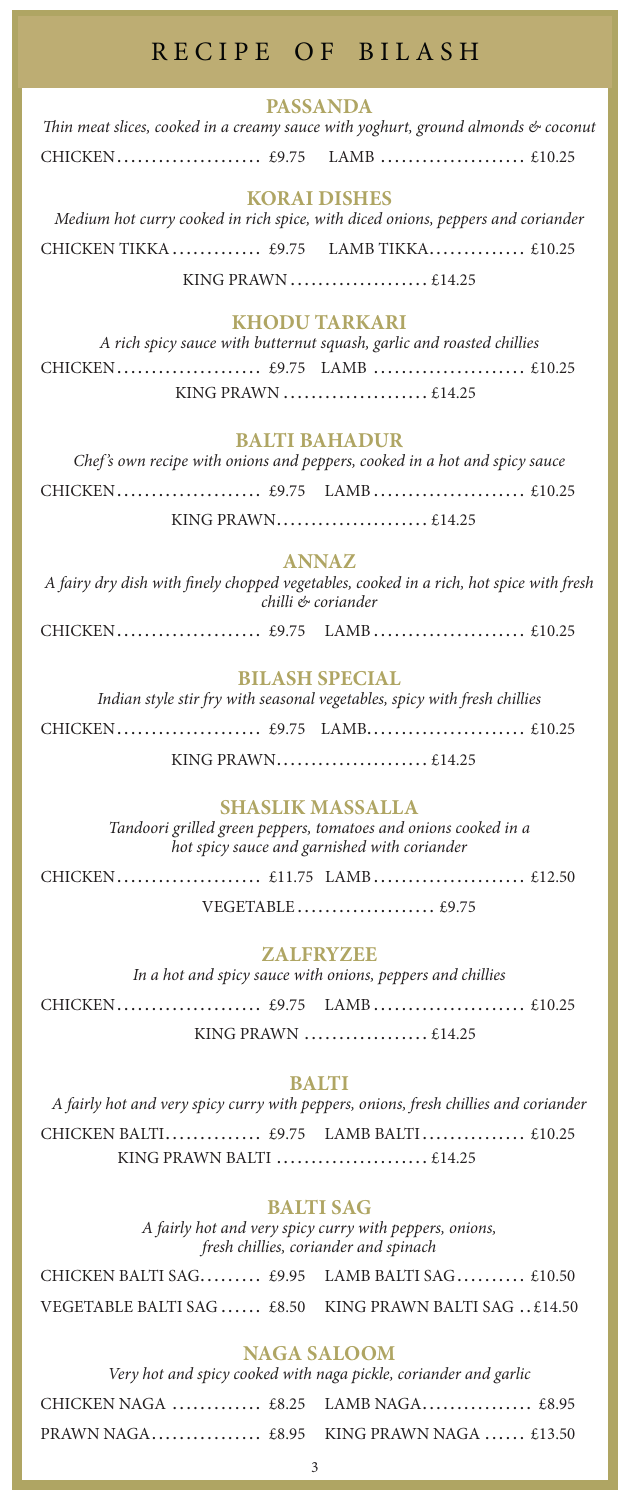# RECIPE OF BILASH

## PASSANDA

*Thin meat slices, cooked in a creamy sauce with yoghurt, ground almonds & coconut*

CHICKEN.................... £9.75 LAMB .................... £10.25

## KORAI DISHES

*Medium hot curry cooked in rich spice, with diced onions, peppers and coriander*

CHICKEN TIKKA............. £9.75 LAMB TIKKA............. £10.25

KING PRAWN.................... £14.25

## KHODU TARKARI

*A rich spicy sauce with butternut squash, garlic and roasted chillies*

CHICKEN.................... £9.75 LAMB .................... £10.25

KING PRAWN.................... £14.25

## BALTI BAHADUR

*Chef's own recipe with onions and peppers, cooked in a hot and spicy sauce*

CHICKEN.................... £9.75 LAMB .................... £10.25

KING PRAWN.................... £14.25

## ANNAZ

*A fairy dry dish with finely chopped vegetables, cooked in a rich, hot spice with fresh chilli & coriander*

CHICKEN.................... £9.75 LAMB .................... £10.25

## BILASH SPECIAL

*Indian style stir fry with seasonal vegetables, spicy with fresh chillies*

CHICKEN.................... £9.75 LAMB.................... £10.25

KING PRAWN.................... £14.25

## SHASLIK MASSALLA

*Tandoori grilled green peppers, tomatoes and onions cooked in a hot spicy sauce and garnished with coriander*

CHICKEN.................... £11.75 LAMB .................... £12.50

VEGETABLE.................... £9.75

## ZALFRYZEE

*In a hot and spicy sauce with onions, peppers and chillies*

CHICKEN.................... £9.75 LAMB .................... £10.25

KING PRAWN .................. £14.25

## BALTI

*A fairly hot and very spicy curry with peppers, onions, fresh chillies and coriander*

CHICKEN BALTI.............. £9.75 LAMB BALTI............... £10.25

KING PRAWN BALTI ...................... £14.25

## BALTI SAG

*A fairly hot and very spicy curry with peppers, onions, fresh chillies, coriander and spinach*

CHICKEN BALTI SAG......... £9.95 LAMB BALTI SAG.......... £10.50

VEGETABLE BALTI SAG ...... £8.50 KING PRAWN BALTI SAG ..£14.50

## NAGA SALOOM

*Very hot and spicy cooked with naga pickle, coriander and garlic*

CHICKEN NAGA ............. £8.25 LAMB NAGA................ £8.95

PRAWN NAGA................ £8.95 KING PRAWN NAGA ...... £13.50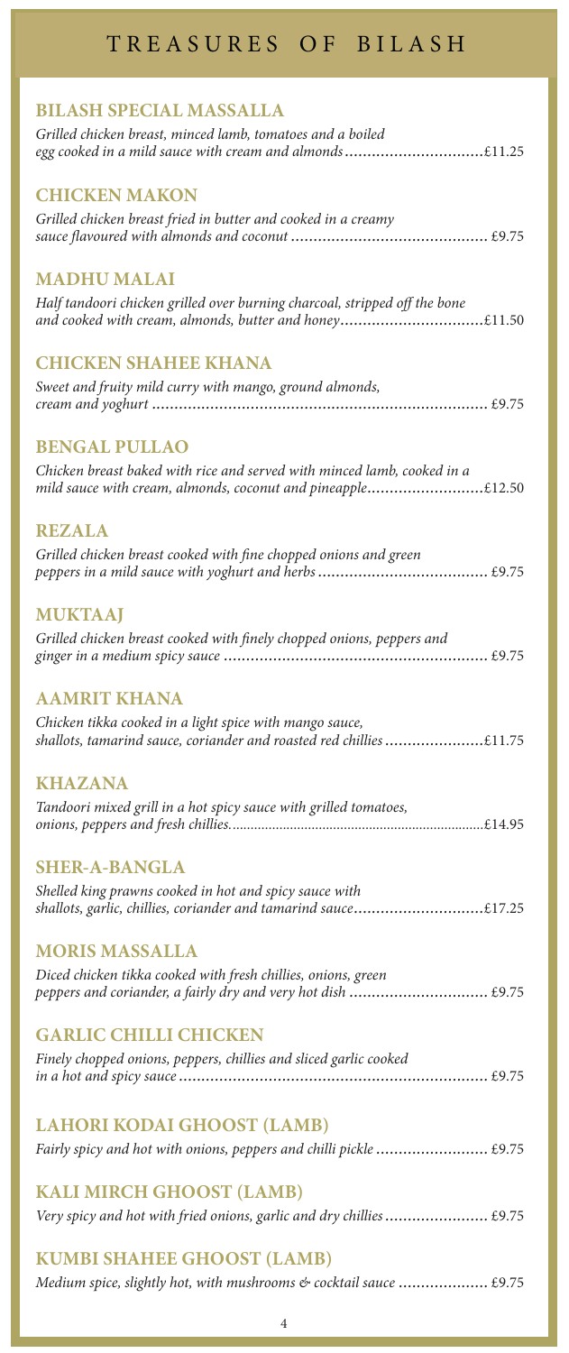# TREASURES OF BILASH

### BILASH SPECIAL MASSALLA

*Grilled chicken breast, minced lamb, tomatoes and a boiled egg cooked in a mild sauce with cream and almonds* ............................ £11.25

### CHICKEN MAKON

*Grilled chicken breast fried in butter and cooked in a creamy sauce flavoured with almonds and coconut* ............................ £9.75

### MADHU MALAI

*Half tandoori chicken grilled over burning charcoal, stripped off the bone and cooked with cream, almonds, butter and honey* ............................ £11.50

### CHICKEN SHAHEE KHANA

*Sweet and fruity mild curry with mango, ground almonds, cream and yoghurt* ............................ £9.75

### BENGAL PULLAO

*Chicken breast baked with rice and served with minced lamb, cooked in a mild sauce with cream, almonds, coconut and pineapple* ............................ £12.50

### REZALA

*Grilled chicken breast cooked with fine chopped onions and green peppers in a mild sauce with yoghurt and herbs* ............................ £9.75

### MUKTAAJ

*Grilled chicken breast cooked with finely chopped onions, peppers and ginger in a medium spicy sauce* ............................ £9.75

### AAMRIT KHANA

*Chicken tikka cooked in a light spice with mango sauce, shallots, tamarind sauce, coriander and roasted red chillies* ............................ £11.75

### KHAZANA

*Tandoori mixed grill in a hot spicy sauce with grilled tomatoes, onions, peppers and fresh chillies.* ............................ £14.95

### SHER-A-BANGLA

*Shelled king prawns cooked in hot and spicy sauce with shallots, garlic, chillies, coriander and tamarind sauce* ............................ £17.25

### MORIS MASSALLA

*Diced chicken tikka cooked with fresh chillies, onions, green peppers and coriander, a fairly dry and very hot dish* ............................ £9.75

### GARLIC CHILLI CHICKEN

*Finely chopped onions, peppers, chillies and sliced garlic cooked in a hot and spicy sauce* ............................ £9.75

### LAHORI KODAI GHOOST (LAMB)

*Fairly spicy and hot with onions, peppers and chilli pickle* ............................ £9.75

### KALI MIRCH GHOOST (LAMB)

*Very spicy and hot with fried onions, garlic and dry chillies* ............................ £9.75

### KUMBI SHAHEE GHOOST (LAMB)

*Medium spice, slightly hot, with mushrooms & cocktail sauce* ............................ £9.75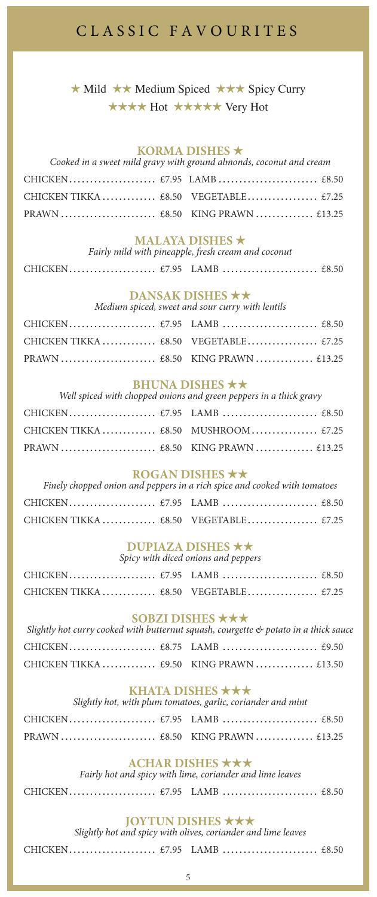# CLASSIC FAVOURITES

★ Mild ★★ Medium Spiced ★★★ Spicy Curry
★★★★ Hot ★★★★★ Very Hot

## KORMA DISHES ★

*Cooked in a sweet mild gravy with ground almonds, coconut and cream*

CHICKEN.................... £7.95 LAMB........................ £8.50
CHICKEN TIKKA............ £8.50 VEGETABLE................. £7.25
PRAWN...................... £8.50 KING PRAWN.............. £13.25

## MALAYA DISHES ★

*Fairly mild with pineapple, fresh cream and coconut*

CHICKEN.................... £7.95 LAMB........................ £8.50

## DANSAK DISHES ★★

*Medium spiced, sweet and sour curry with lentils*

CHICKEN.................... £7.95 LAMB........................ £8.50
CHICKEN TIKKA............ £8.50 VEGETABLE................. £7.25
PRAWN...................... £8.50 KING PRAWN.............. £13.25

## BHUNA DISHES ★★

*Well spiced with chopped onions and green peppers in a thick gravy*

CHICKEN.................... £7.95 LAMB........................ £8.50
CHICKEN TIKKA............ £8.50 MUSHROOM................ £7.25
PRAWN...................... £8.50 KING PRAWN.............. £13.25

## ROGAN DISHES ★★

*Finely chopped onion and peppers in a rich spice and cooked with tomatoes*

CHICKEN.................... £7.95 LAMB........................ £8.50
CHICKEN TIKKA............ £8.50 VEGETABLE................. £7.25

## DUPIAZA DISHES ★★

*Spicy with diced onions and peppers*

CHICKEN.................... £7.95 LAMB........................ £8.50
CHICKEN TIKKA............ £8.50 VEGETABLE................. £7.25

## SOBZI DISHES ★★★

*Slightly hot curry cooked with butternut squash, courgette & potato in a thick sauce*

CHICKEN.................... £8.75 LAMB........................ £9.50
CHICKEN TIKKA............ £9.50 KING PRAWN.............. £13.50

## KHATA DISHES ★★★

*Slightly hot, with plum tomatoes, garlic, coriander and mint*

CHICKEN.................... £7.95 LAMB........................ £8.50
PRAWN...................... £8.50 KING PRAWN.............. £13.25

## ACHAR DISHES ★★★

*Fairly hot and spicy with lime, coriander and lime leaves*

CHICKEN.................... £7.95 LAMB........................ £8.50

## JOYTUN DISHES ★★★

*Slightly hot and spicy with olives, coriander and lime leaves*

CHICKEN.................... £7.95 LAMB........................ £8.50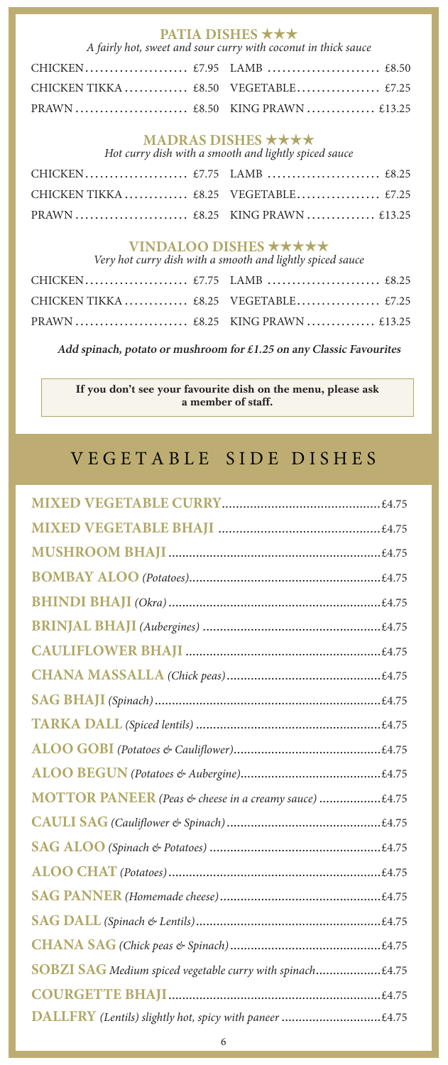## PATIA DISHES ★★★

*A fairly hot, sweet and sour curry with coconut in thick sauce*

| | | | |
|---|---|---|---|
| CHICKEN | £7.95 | LAMB | £8.50 |
| CHICKEN TIKKA | £8.50 | VEGETABLE | £7.25 |
| PRAWN | £8.50 | KING PRAWN | £13.25 |

## MADRAS DISHES ★★★★

*Hot curry dish with a smooth and lightly spiced sauce*

| | | | |
|---|---|---|---|
| CHICKEN | £7.75 | LAMB | £8.25 |
| CHICKEN TIKKA | £8.25 | VEGETABLE | £7.25 |
| PRAWN | £8.25 | KING PRAWN | £13.25 |

## VINDALOO DISHES ★★★★★

*Very hot curry dish with a smooth and lightly spiced sauce*

| | | | |
|---|---|---|---|
| CHICKEN | £7.75 | LAMB | £8.25 |
| CHICKEN TIKKA | £8.25 | VEGETABLE | £7.25 |
| PRAWN | £8.25 | KING PRAWN | £13.25 |

***Add spinach, potato or mushroom for £1.25 on any Classic Favourites***

**If you don't see your favourite dish on the menu, please ask a member of staff.**

# VEGETABLE SIDE DISHES

| | |
|---|---|
| **MIXED VEGETABLE CURRY** | £4.75 |
| **MIXED VEGETABLE BHAJI** | £4.75 |
| **MUSHROOM BHAJI** | £4.75 |
| **BOMBAY ALOO** *(Potatoes)* | £4.75 |
| **BHINDI BHAJI** *(Okra)* | £4.75 |
| **BRINJAL BHAJI** *(Aubergines)* | £4.75 |
| **CAULIFLOWER BHAJI** | £4.75 |
| **CHANA MASSALLA** *(Chick peas)* | £4.75 |
| **SAG BHAJI** *(Spinach)* | £4.75 |
| **TARKA DALL** *(Spiced lentils)* | £4.75 |
| **ALOO GOBI** *(Potatoes & Cauliflower)* | £4.75 |
| **ALOO BEGUN** *(Potatoes & Aubergine)* | £4.75 |
| **MOTTOR PANEER** *(Peas & cheese in a creamy sauce)* | £4.75 |
| **CAULI SAG** *(Cauliflower & Spinach)* | £4.75 |
| **SAG ALOO** *(Spinach & Potatoes)* | £4.75 |
| **ALOO CHAT** *(Potatoes)* | £4.75 |
| **SAG PANNER** *(Homemade cheese)* | £4.75 |
| **SAG DALL** *(Spinach & Lentils)* | £4.75 |
| **CHANA SAG** *(Chick peas & Spinach)* | £4.75 |
| **SOBZI SAG** Medium spiced vegetable curry with spinach | £4.75 |
| **COURGETTE BHAJI** | £4.75 |
| **DALLFRY** *(Lentils) slightly hot, spicy with paneer* | £4.75 |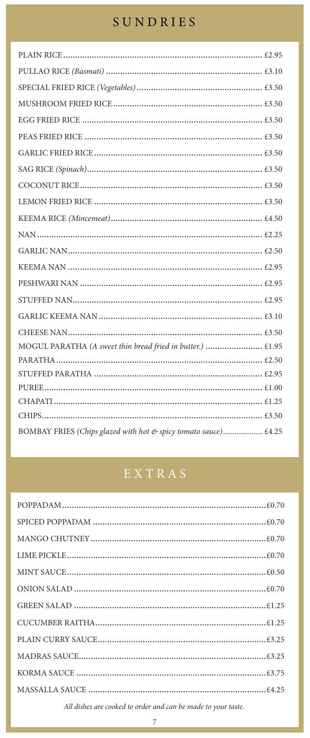## SUNDRIES

| Item | Price |
|---|---|
| PLAIN RICE | £2.95 |
| PULLAO RICE *(Basmati)* | £3.10 |
| SPECIAL FRIED RICE *(Vegetables)* | £3.50 |
| MUSHROOM FRIED RICE | £3.50 |
| EGG FRIED RICE | £3.50 |
| PEAS FRIED RICE | £3.50 |
| GARLIC FRIED RICE | £3.50 |
| SAG RICE *(Spinach)* | £3.50 |
| COCONUT RICE | £3.50 |
| LEMON FRIED RICE | £3.50 |
| KEEMA RICE *(Mincemeat)* | £4.50 |
| NAN | £2.25 |
| GARLIC NAN | £2.50 |
| KEEMA NAN | £2.95 |
| PESHWARI NAN | £2.95 |
| STUFFED NAN | £2.95 |
| GARLIC KEEMA NAN | £3.10 |
| CHEESE NAN | £3.50 |
| MOGUL PARATHA *(A sweet thin bread fried in butter.)* | £1.95 |
| PARATHA | £2.50 |
| STUFFED PARATHA | £2.95 |
| PUREE | £1.00 |
| CHAPATI | £1.25 |
| CHIPS | £3.50 |
| BOMBAY FRIES *(Chips glazed with hot & spicy tomato sauce)* | £4.25 |

## EXTRAS

| Item | Price |
|---|---|
| POPPADAM | £0.70 |
| SPICED POPPADAM | £0.70 |
| MANGO CHUTNEY | £0.70 |
| LIME PICKLE | £0.70 |
| MINT SAUCE | £0.50 |
| ONION SALAD | £0.70 |
| GREEN SALAD | £1.25 |
| CUCUMBER RAITHA | £1.25 |
| PLAIN CURRY SAUCE | £3.25 |
| MADRAS SAUCE | £3.25 |
| KORMA SAUCE | £3.75 |
| MASSALLA SAUCE | £4.25 |

*All dishes are cooked to order and can be made to your taste.*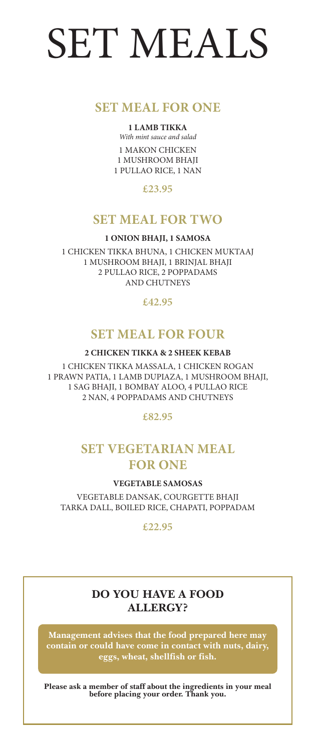# SET MEALS

## SET MEAL FOR ONE

**1 LAMB TIKKA**
*With mint sauce and salad*

1 MAKON CHICKEN
1 MUSHROOM BHAJI
1 PULLAO RICE, 1 NAN

**£23.95**

## SET MEAL FOR TWO

**1 ONION BHAJI, 1 SAMOSA**

1 CHICKEN TIKKA BHUNA, 1 CHICKEN MUKTAAJ
1 MUSHROOM BHAJI, 1 BRINJAL BHAJI
2 PULLAO RICE, 2 POPPADAMS
AND CHUTNEYS

**£42.95**

## SET MEAL FOR FOUR

**2 CHICKEN TIKKA & 2 SHEEK KEBAB**

1 CHICKEN TIKKA MASSALA, 1 CHICKEN ROGAN
1 PRAWN PATIA, 1 LAMB DUPIAZA, 1 MUSHROOM BHAJI,
1 SAG BHAJI, 1 BOMBAY ALOO, 4 PULLAO RICE
2 NAN, 4 POPPADAMS AND CHUTNEYS

**£82.95**

## SET VEGETARIAN MEAL FOR ONE

**VEGETABLE SAMOSAS**

VEGETABLE DANSAK, COURGETTE BHAJI
TARKA DALL, BOILED RICE, CHAPATI, POPPADAM

**£22.95**

### DO YOU HAVE A FOOD ALLERGY?

**Management advises that the food prepared here may contain or could have come in contact with nuts, dairy, eggs, wheat, shellfish or fish.**

**Please ask a member of staff about the ingredients in your meal before placing your order. Thank you.**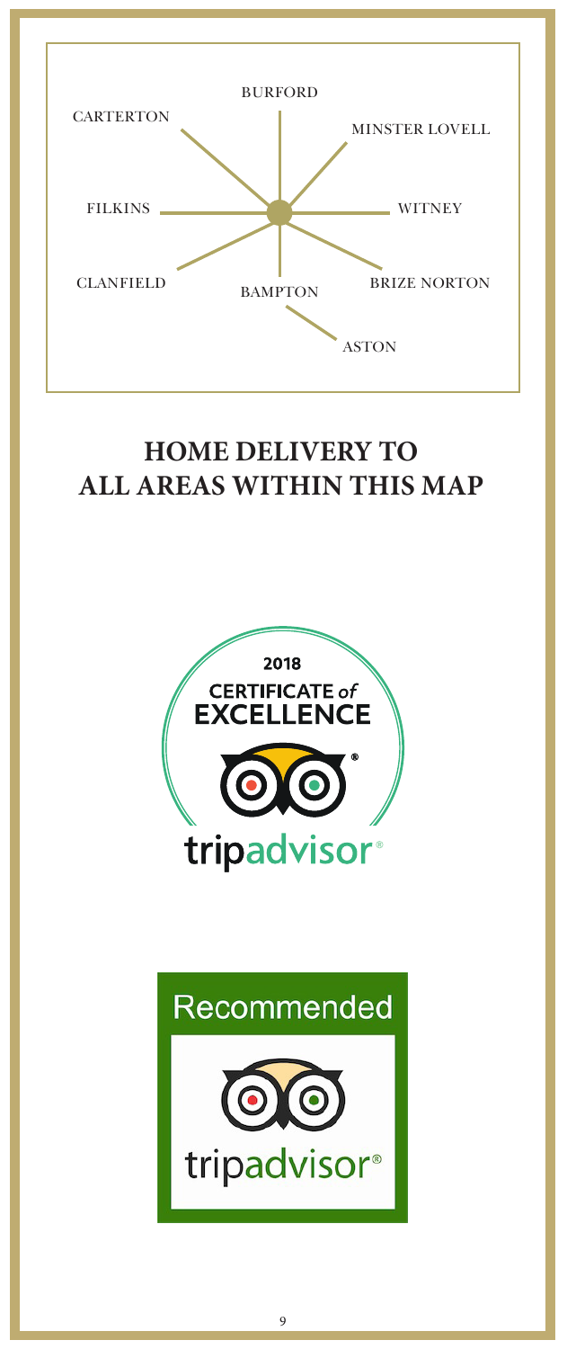BURFORD

CARTERTON

MINSTER LOVELL

FILKINS

WITNEY

CLANFIELD

BAMPTON

BRIZE NORTON

ASTON

## HOME DELIVERY TO ALL AREAS WITHIN THIS MAP

2018

CERTIFICATE *of* EXCELLENCE

tripadvisor®

Recommended

tripadvisor®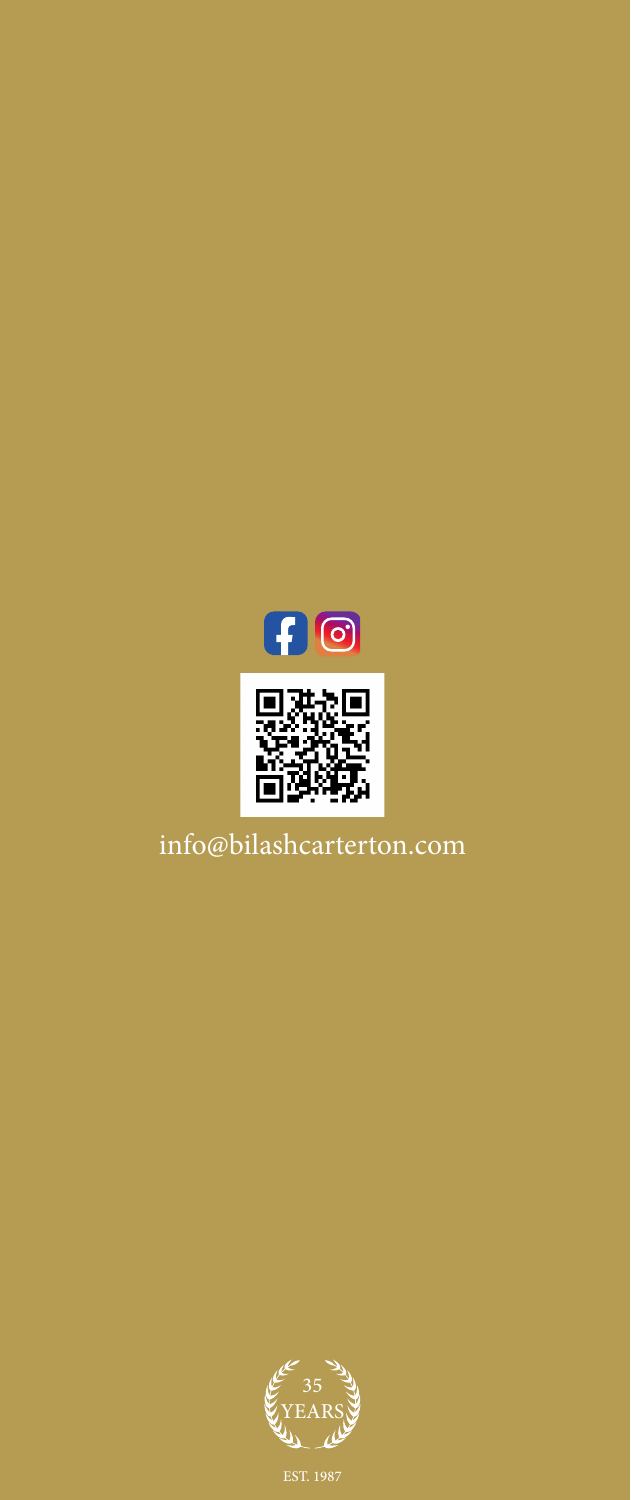info@bilashcarterton.com

35
YEARS

EST. 1987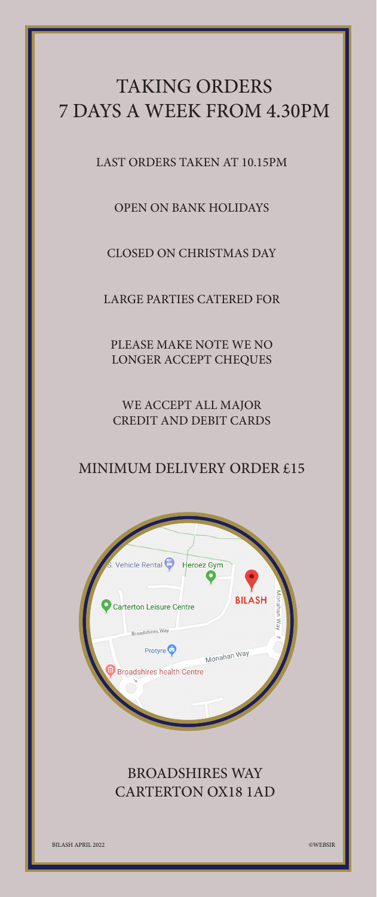# TAKING ORDERS
# 7 DAYS A WEEK FROM 4.30PM

LAST ORDERS TAKEN AT 10.15PM

OPEN ON BANK HOLIDAYS

CLOSED ON CHRISTMAS DAY

LARGE PARTIES CATERED FOR

PLEASE MAKE NOTE WE NO LONGER ACCEPT CHEQUES

WE ACCEPT ALL MAJOR CREDIT AND DEBIT CARDS

## MINIMUM DELIVERY ORDER £15

## BROADSHIRES WAY
## CARTERTON OX18 1AD

BILASH APRIL 2022 ©WEBSIR